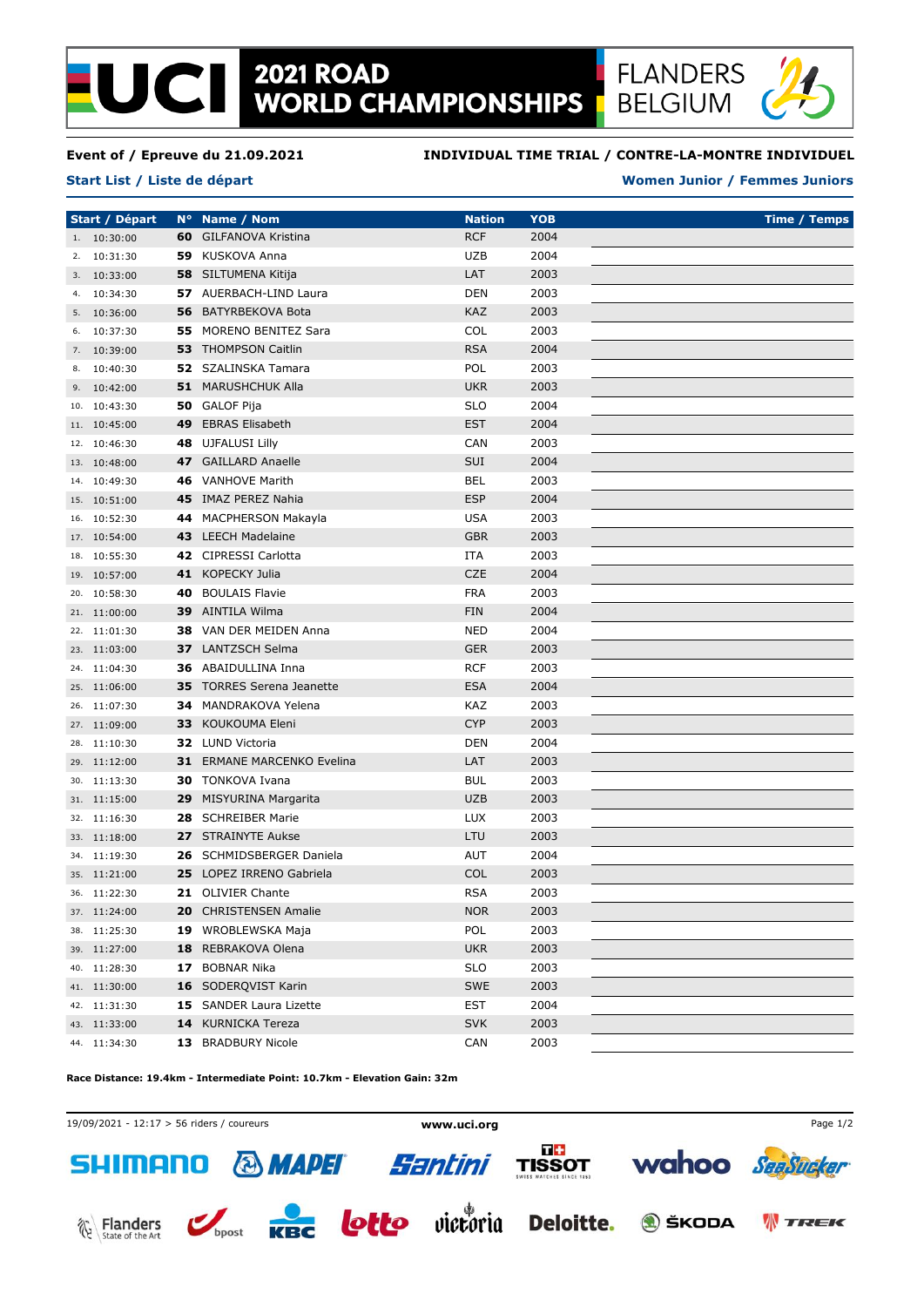# 2021 ROAD WORLD CHAMPIONSHIPS

FLANDERS BELGIUM

**Event of / Epreuve du 21.09.2021** **INDIVIDUAL TIME TRIAL / CONTRE-LA-MONTRE INDIVIDUEL**

**Start List / Liste de départ** **Women Junior / Femmes Juniors**

| | Start / Départ | N° | Name / Nom | Nation | YOB | Time / Temps |
|---|---|---|---|---|---|---|
| 1. | 10:30:00 | **60** | GILFANOVA Kristina | RCF | 2004 | |
| 2. | 10:31:30 | **59** | KUSKOVA Anna | UZB | 2004 | |
| 3. | 10:33:00 | **58** | SILTUMENA Kitija | LAT | 2003 | |
| 4. | 10:34:30 | **57** | AUERBACH-LIND Laura | DEN | 2003 | |
| 5. | 10:36:00 | **56** | BATYRBEKOVA Bota | KAZ | 2003 | |
| 6. | 10:37:30 | **55** | MORENO BENITEZ Sara | COL | 2003 | |
| 7. | 10:39:00 | **53** | THOMPSON Caitlin | RSA | 2004 | |
| 8. | 10:40:30 | **52** | SZALINSKA Tamara | POL | 2003 | |
| 9. | 10:42:00 | **51** | MARUSHCHUK Alla | UKR | 2003 | |
| 10. | 10:43:30 | **50** | GALOF Pija | SLO | 2004 | |
| 11. | 10:45:00 | **49** | EBRAS Elisabeth | EST | 2004 | |
| 12. | 10:46:30 | **48** | UJFALUSI Lilly | CAN | 2003 | |
| 13. | 10:48:00 | **47** | GAILLARD Anaelle | SUI | 2004 | |
| 14. | 10:49:30 | **46** | VANHOVE Marith | BEL | 2003 | |
| 15. | 10:51:00 | **45** | IMAZ PEREZ Nahia | ESP | 2004 | |
| 16. | 10:52:30 | **44** | MACPHERSON Makayla | USA | 2003 | |
| 17. | 10:54:00 | **43** | LEECH Madelaine | GBR | 2003 | |
| 18. | 10:55:30 | **42** | CIPRESSI Carlotta | ITA | 2003 | |
| 19. | 10:57:00 | **41** | KOPECKY Julia | CZE | 2004 | |
| 20. | 10:58:30 | **40** | BOULAIS Flavie | FRA | 2003 | |
| 21. | 11:00:00 | **39** | AINTILA Wilma | FIN | 2004 | |
| 22. | 11:01:30 | **38** | VAN DER MEIDEN Anna | NED | 2004 | |
| 23. | 11:03:00 | **37** | LANTZSCH Selma | GER | 2003 | |
| 24. | 11:04:30 | **36** | ABAIDULLINA Inna | RCF | 2003 | |
| 25. | 11:06:00 | **35** | TORRES Serena Jeanette | ESA | 2004 | |
| 26. | 11:07:30 | **34** | MANDRAKOVA Yelena | KAZ | 2003 | |
| 27. | 11:09:00 | **33** | KOUKOUMA Eleni | CYP | 2003 | |
| 28. | 11:10:30 | **32** | LUND Victoria | DEN | 2004 | |
| 29. | 11:12:00 | **31** | ERMANE MARCENKO Evelina | LAT | 2003 | |
| 30. | 11:13:30 | **30** | TONKOVA Ivana | BUL | 2003 | |
| 31. | 11:15:00 | **29** | MISYURINA Margarita | UZB | 2003 | |
| 32. | 11:16:30 | **28** | SCHREIBER Marie | LUX | 2003 | |
| 33. | 11:18:00 | **27** | STRAINYTE Aukse | LTU | 2003 | |
| 34. | 11:19:30 | **26** | SCHMIDSBERGER Daniela | AUT | 2004 | |
| 35. | 11:21:00 | **25** | LOPEZ IRRENO Gabriela | COL | 2003 | |
| 36. | 11:22:30 | **21** | OLIVIER Chante | RSA | 2003 | |
| 37. | 11:24:00 | **20** | CHRISTENSEN Amalie | NOR | 2003 | |
| 38. | 11:25:30 | **19** | WROBLEWSKA Maja | POL | 2003 | |
| 39. | 11:27:00 | **18** | REBRAKOVA Olena | UKR | 2003 | |
| 40. | 11:28:30 | **17** | BOBNAR Nika | SLO | 2003 | |
| 41. | 11:30:00 | **16** | SODERQVIST Karin | SWE | 2003 | |
| 42. | 11:31:30 | **15** | SANDER Laura Lizette | EST | 2004 | |
| 43. | 11:33:00 | **14** | KURNICKA Tereza | SVK | 2003 | |
| 44. | 11:34:30 | **13** | BRADBURY Nicole | CAN | 2003 | |

**Race Distance: 19.4km - Intermediate Point: 10.7km - Elevation Gain: 32m**

19/09/2021 - 12:17 > 56 riders / coureurs **www.uci.org**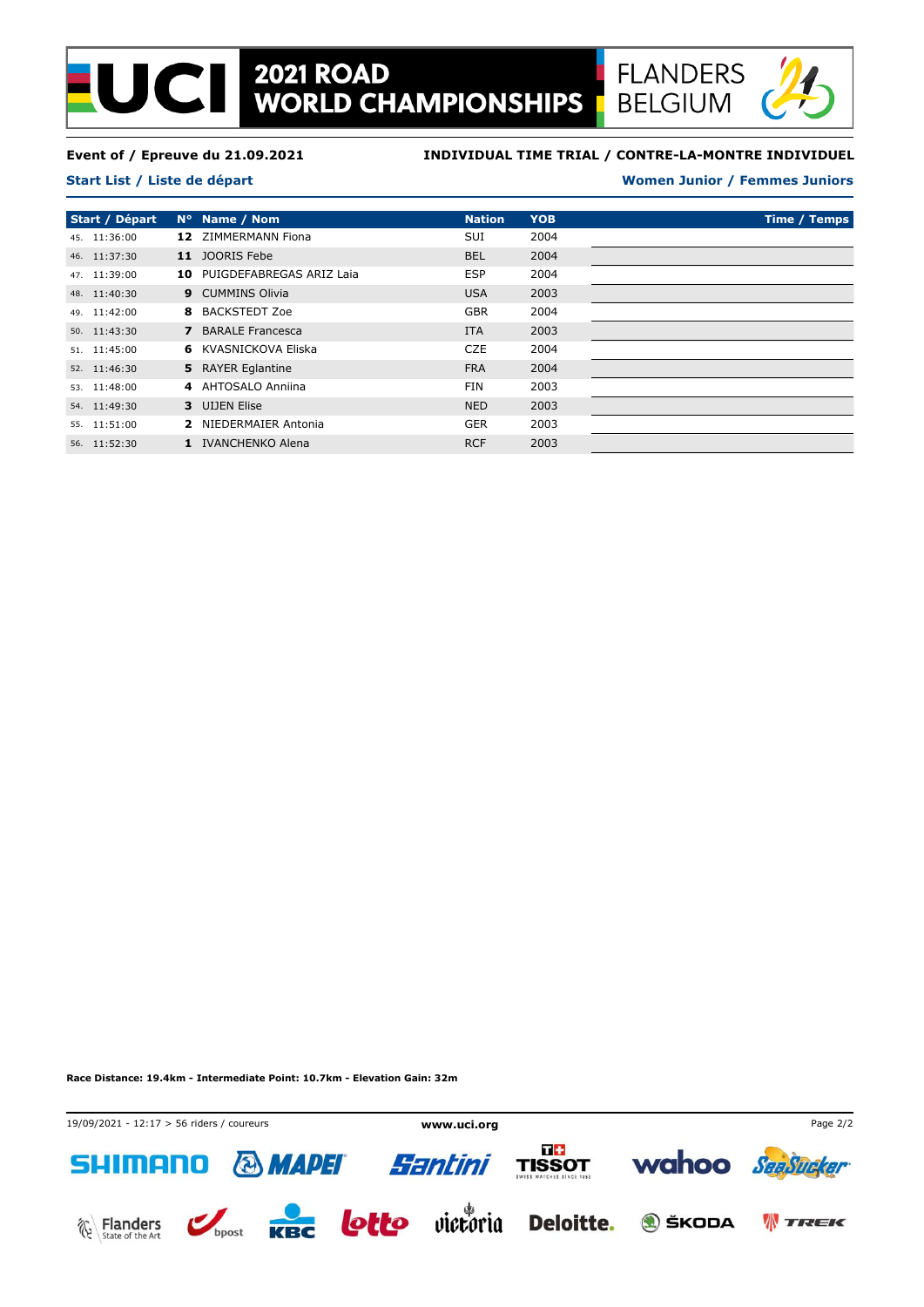**Event of / Epreuve du 21.09.2021**

**INDIVIDUAL TIME TRIAL / CONTRE-LA-MONTRE INDIVIDUEL**

**Start List / Liste de départ**

**Women Junior / Femmes Juniors**

| Start / Départ | | N° | Name / Nom | Nation | YOB | Time / Temps |
|---|---|---|---|---|---|---|
| 45. | 11:36:00 | **12** | ZIMMERMANN Fiona | SUI | 2004 | |
| 46. | 11:37:30 | **11** | JOORIS Febe | BEL | 2004 | |
| 47. | 11:39:00 | **10** | PUIGDEFABREGAS ARIZ Laia | ESP | 2004 | |
| 48. | 11:40:30 | **9** | CUMMINS Olivia | USA | 2003 | |
| 49. | 11:42:00 | **8** | BACKSTEDT Zoe | GBR | 2004 | |
| 50. | 11:43:30 | **7** | BARALE Francesca | ITA | 2003 | |
| 51. | 11:45:00 | **6** | KVASNICKOVA Eliska | CZE | 2004 | |
| 52. | 11:46:30 | **5** | RAYER Eglantine | FRA | 2004 | |
| 53. | 11:48:00 | **4** | AHTOSALO Anniina | FIN | 2003 | |
| 54. | 11:49:30 | **3** | UIJEN Elise | NED | 2003 | |
| 55. | 11:51:00 | **2** | NIEDERMAIER Antonia | GER | 2003 | |
| 56. | 11:52:30 | **1** | IVANCHENKO Alena | RCF | 2003 | |

**Race Distance: 19.4km - Intermediate Point: 10.7km - Elevation Gain: 32m**

19/09/2021 - 12:17 > 56 riders / coureurs

www.uci.org